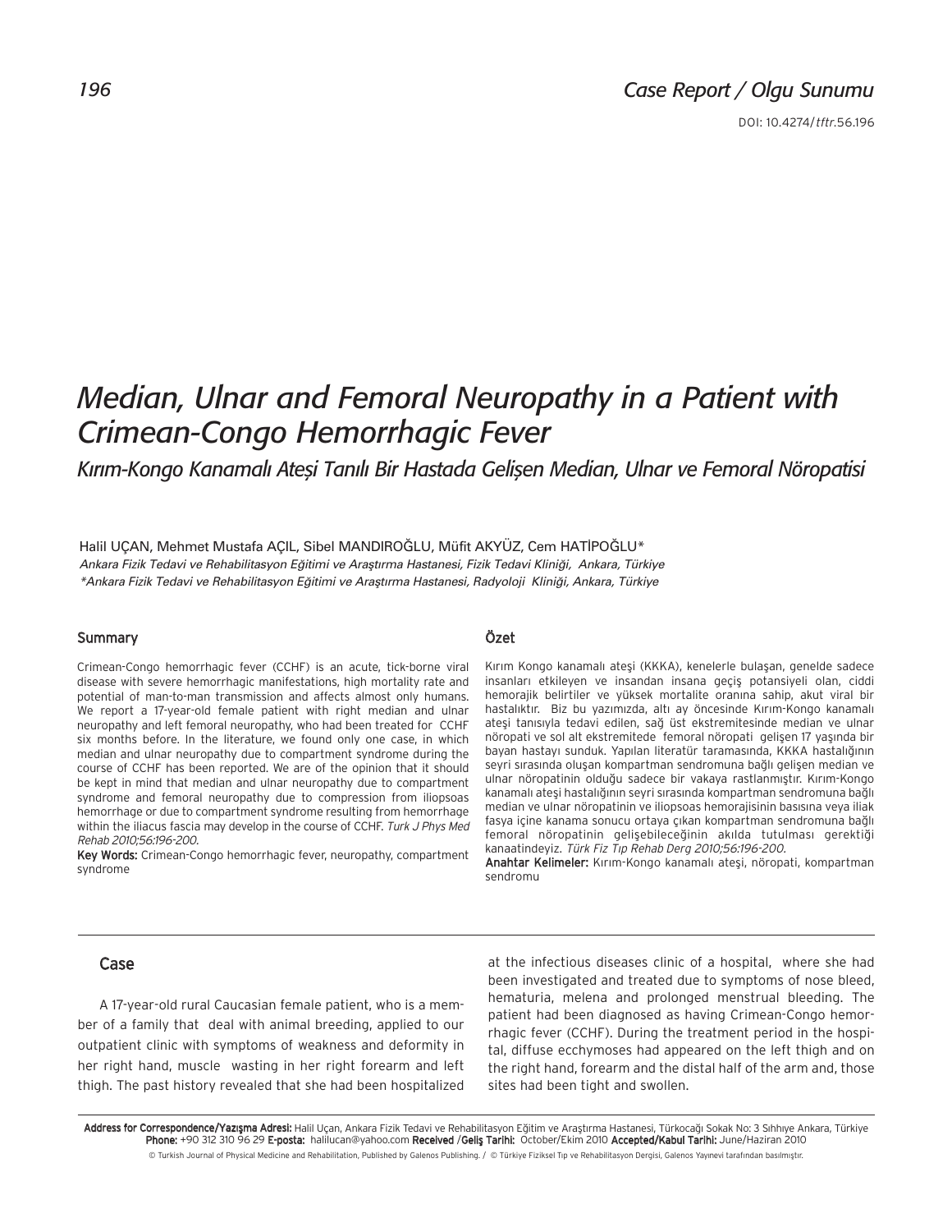Case Report / Olgu Sunumu

DOI: 10.4274/tftr.56.196

# Median, Ulnar and Femoral Neuropathy in a Patient with Crimean-Congo Hemorrhagic Fever

## Kırım-Kongo Kanamalı Ateşi Tanılı Bir Hastada Gelişen Median, Ulnar ve Femoral Nöropatisi

Halil UÇAN, Mehmet Mustafa AÇIL, Sibel MANDIROĞLU, Müfit AKYÜZ, Cem HATİPOĞLU*

*Ankara Fizik Tedavi ve Rehabilitasyon Eğitimi ve Araştırma Hastanesi, Fizik Tedavi Kliniği, Ankara, Türkiye*

*\*Ankara Fizik Tedavi ve Rehabilitasyon Eğitimi ve Araştırma Hastanesi, Radyoloji Kliniği, Ankara, Türkiye*

### Summary

Crimean-Congo hemorrhagic fever (CCHF) is an acute, tick-borne viral disease with severe hemorrhagic manifestations, high mortality rate and potential of man-to-man transmission and affects almost only humans. We report a 17-year-old female patient with right median and ulnar neuropathy and left femoral neuropathy, who had been treated for CCHF six months before. In the literature, we found only one case, in which median and ulnar neuropathy due to compartment syndrome during the course of CCHF has been reported. We are of the opinion that it should be kept in mind that median and ulnar neuropathy due to compartment syndrome and femoral neuropathy due to compression from iliopsoas hemorrhage or due to compartment syndrome resulting from hemorrhage within the iliacus fascia may develop in the course of CCHF. *Turk J Phys Med Rehab 2010;56:196-200.*

**Key Words:** Crimean-Congo hemorrhagic fever, neuropathy, compartment syndrome

### Özet

Kırım Kongo kanamalı ateşi (KKKA), kenelerle bulaşan, genelde sadece insanları etkileyen ve insandan insana geçiş potansiyeli olan, ciddi hemorajik belirtiler ve yüksek mortalite oranına sahip, akut viral bir hastalıktır. Biz bu yazımızda, altı ay öncesinde Kırım-Kongo kanamalı ateşi tanısıyla tedavi edilen, sağ üst ekstremitesinde median ve ulnar nöropati ve sol alt ekstremitede femoral nöropati gelişen 17 yaşında bir bayan hastayı sunduk. Yapılan literatür taramasında, KKKA hastalığının seyri sırasında oluşan kompartman sendromuna bağlı gelişen median ve ulnar nöropatinin olduğu sadece bir vakaya rastlanmıştır. Kırım-Kongo kanamalı ateşi hastalığının seyri sırasında kompartman sendromuna bağlı median ve ulnar nöropatinin ve iliopsoas hemorajisinin basısına veya iliak fasya içine kanama sonucu ortaya çıkan kompartman sendromuna bağlı femoral nöropatinin gelişebileceğinin akılda tutulması gerektiği kanaatindeyiz. *Türk Fiz Tıp Rehab Derg 2010;56:196-200.*

**Anahtar Kelimeler:** Kırım-Kongo kanamalı ateşi, nöropati, kompartman sendromu

## Case

A 17-year-old rural Caucasian female patient, who is a member of a family that deal with animal breeding, applied to our outpatient clinic with symptoms of weakness and deformity in her right hand, muscle wasting in her right forearm and left thigh. The past history revealed that she had been hospitalized at the infectious diseases clinic of a hospital, where she had been investigated and treated due to symptoms of nose bleed, hematuria, melena and prolonged menstrual bleeding. The patient had been diagnosed as having Crimean-Congo hemorrhagic fever (CCHF). During the treatment period in the hospital, diffuse ecchymoses had appeared on the left thigh and on the right hand, forearm and the distal half of the arm and, those sites had been tight and swollen.

**Address for Correspondence/Yazışma Adresi:** Halil Uçan, Ankara Fizik Tedavi ve Rehabilitasyon Eğitim ve Araştırma Hastanesi, Türkocağı Sokak No: 3 Sıhhiye Ankara, Türkiye **Phone:** +90 312 310 96 29 **E-posta:** halilucan@yahoo.com **Received /Geliş Tarihi:** October/Ekim 2010 **Accepted/Kabul Tarihi:** June/Haziran 2010

© Turkish Journal of Physical Medicine and Rehabilitation, Published by Galenos Publishing. / © Türkiye Fiziksel Tıp ve Rehabilitasyon Dergisi, Galenos Yayınevi tarafından basılmıştır.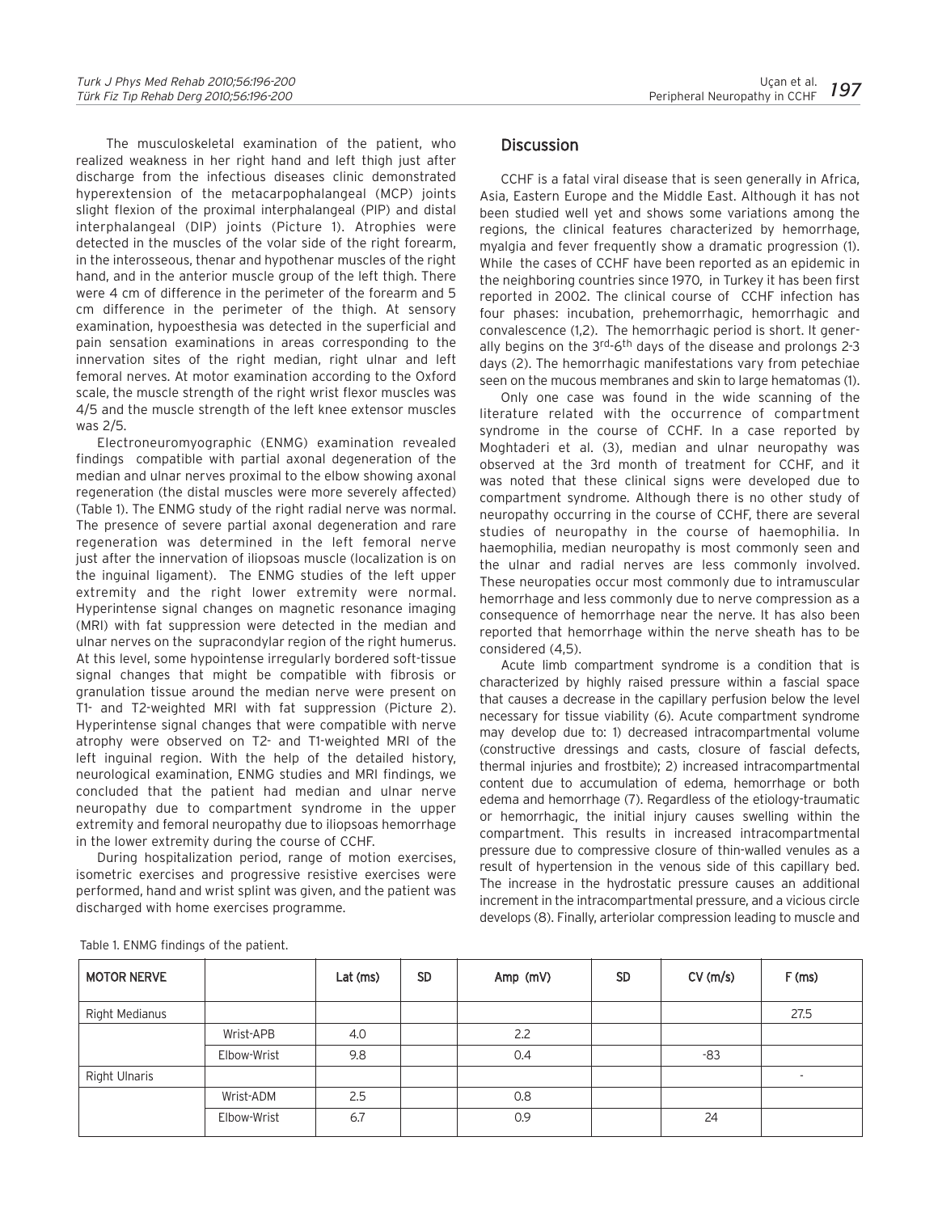The musculoskeletal examination of the patient, who realized weakness in her right hand and left thigh just after discharge from the infectious diseases clinic demonstrated hyperextension of the metacarpophalangeal (MCP) joints slight flexion of the proximal interphalangeal (PIP) and distal interphalangeal (DIP) joints (Picture 1). Atrophies were detected in the muscles of the volar side of the right forearm, in the interosseous, thenar and hypothenar muscles of the right hand, and in the anterior muscle group of the left thigh. There were 4 cm of difference in the perimeter of the forearm and 5 cm difference in the perimeter of the thigh. At sensory examination, hypoesthesia was detected in the superficial and pain sensation examinations in areas corresponding to the innervation sites of the right median, right ulnar and left femoral nerves. At motor examination according to the Oxford scale, the muscle strength of the right wrist flexor muscles was 4/5 and the muscle strength of the left knee extensor muscles was 2/5.

Electroneuromyographic (ENMG) examination revealed findings compatible with partial axonal degeneration of the median and ulnar nerves proximal to the elbow showing axonal regeneration (the distal muscles were more severely affected) (Table 1). The ENMG study of the right radial nerve was normal. The presence of severe partial axonal degeneration and rare regeneration was determined in the left femoral nerve just after the innervation of iliopsoas muscle (localization is on the inguinal ligament). The ENMG studies of the left upper extremity and the right lower extremity were normal. Hyperintense signal changes on magnetic resonance imaging (MRI) with fat suppression were detected in the median and ulnar nerves on the supracondylar region of the right humerus. At this level, some hypointense irregularly bordered soft-tissue signal changes that might be compatible with fibrosis or granulation tissue around the median nerve were present on T1- and T2-weighted MRI with fat suppression (Picture 2). Hyperintense signal changes that were compatible with nerve atrophy were observed on T2- and T1-weighted MRI of the left inguinal region. With the help of the detailed history, neurological examination, ENMG studies and MRI findings, we concluded that the patient had median and ulnar nerve neuropathy due to compartment syndrome in the upper extremity and femoral neuropathy due to iliopsoas hemorrhage in the lower extremity during the course of CCHF.

During hospitalization period, range of motion exercises, isometric exercises and progressive resistive exercises were performed, hand and wrist splint was given, and the patient was discharged with home exercises programme.

## Discussion

CCHF is a fatal viral disease that is seen generally in Africa, Asia, Eastern Europe and the Middle East. Although it has not been studied well yet and shows some variations among the regions, the clinical features characterized by hemorrhage, myalgia and fever frequently show a dramatic progression (1). While the cases of CCHF have been reported as an epidemic in the neighboring countries since 1970, in Turkey it has been first reported in 2002. The clinical course of CCHF infection has four phases: incubation, prehemorrhagic, hemorrhagic and convalescence (1,2). The hemorrhagic period is short. It generally begins on the 3rd-6th days of the disease and prolongs 2-3 days (2). The hemorrhagic manifestations vary from petechiae seen on the mucous membranes and skin to large hematomas (1).

Only one case was found in the wide scanning of the literature related with the occurrence of compartment syndrome in the course of CCHF. In a case reported by Moghtaderi et al. (3), median and ulnar neuropathy was observed at the 3rd month of treatment for CCHF, and it was noted that these clinical signs were developed due to compartment syndrome. Although there is no other study of neuropathy occurring in the course of CCHF, there are several studies of neuropathy in the course of haemophilia. In haemophilia, median neuropathy is most commonly seen and the ulnar and radial nerves are less commonly involved. These neuropaties occur most commonly due to intramuscular hemorrhage and less commonly due to nerve compression as a consequence of hemorrhage near the nerve. It has also been reported that hemorrhage within the nerve sheath has to be considered (4,5).

Acute limb compartment syndrome is a condition that is characterized by highly raised pressure within a fascial space that causes a decrease in the capillary perfusion below the level necessary for tissue viability (6). Acute compartment syndrome may develop due to: 1) decreased intracompartmental volume (constructive dressings and casts, closure of fascial defects, thermal injuries and frostbite); 2) increased intracompartmental content due to accumulation of edema, hemorrhage or both edema and hemorrhage (7). Regardless of the etiology-traumatic or hemorrhagic, the initial injury causes swelling within the compartment. This results in increased intracompartmental pressure due to compressive closure of thin-walled venules as a result of hypertension in the venous side of this capillary bed. The increase in the hydrostatic pressure causes an additional increment in the intracompartmental pressure, and a vicious circle develops (8). Finally, arteriolar compression leading to muscle and

Table 1. ENMG findings of the patient.

| MOTOR NERVE | | Lat (ms) | SD | Amp (mV) | SD | CV (m/s) | F (ms) |
|---|---|---|---|---|---|---|---|
| Right Medianus | | | | | | | 27.5 |
| | Wrist-APB | 4.0 | | 2.2 | | | |
| | Elbow-Wrist | 9.8 | | 0.4 | | -83 | |
| Right Ulnaris | | | | | | | - |
| | Wrist-ADM | 2.5 | | 0.8 | | | |
| | Elbow-Wrist | 6.7 | | 0.9 | | 24 | |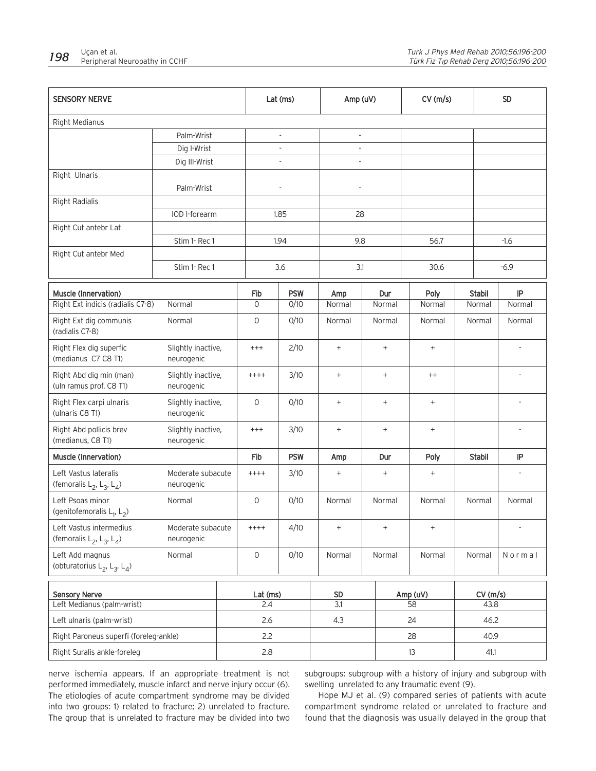| SENSORY NERVE | | Lat (ms) | Amp (uV) | CV (m/s) | SD |
|---|---|---|---|---|---|
| Right Medianus | | | | | |
| | Palm-Wrist | - | - | | |
| | Dig I-Wrist | - | - | | |
| | Dig III-Wrist | - | - | | |
| Right Ulnaris | | | | | |
| | Palm-Wrist | - | - | | |
| Right Radialis | | | | | |
| | IOD I-forearm | 1.85 | 28 | | |
| Right Cut antebr Lat | | | | | |
| | Stim 1- Rec 1 | 1.94 | 9.8 | 56.7 | -1.6 |
| Right Cut antebr Med | | | | | |
| | Stim 1- Rec 1 | 3.6 | 3.1 | 30.6 | -6.9 |

| Muscle (Innervation) | | Fib | PSW | Amp | Dur | Poly | Stabil | IP |
|---|---|---|---|---|---|---|---|---|
| Right Ext indicis (radialis C7-8) | Normal | 0 | 0/10 | Normal | Normal | Normal | Normal | Normal |
| Right Ext dig communis (radialis C7-8) | Normal | 0 | 0/10 | Normal | Normal | Normal | Normal | Normal |
| Right Flex dig superfic (medianus C7 C8 T1) | Slightly inactive, neurogenic | +++ | 2/10 | + | + | + | | - |
| Right Abd dig min (man) (uln ramus prof. C8 T1) | Slightly inactive, neurogenic | ++++ | 3/10 | + | + | ++ | | - |
| Right Flex carpi ulnaris (ulnaris C8 T1) | Slightly inactive, neurogenic | 0 | 0/10 | + | + | + | | - |
| Right Abd pollicis brev (medianus, C8 T1) | Slightly inactive, neurogenic | +++ | 3/10 | + | + | + | | - |
| **Muscle (Innervation)** | | **Fib** | **PSW** | **Amp** | **Dur** | **Poly** | **Stabil** | **IP** |
| Left Vastus lateralis (femoralis $L_2$, $L_3$, $L_4$) | Moderate subacute neurogenic | ++++ | 3/10 | + | + | + | | - |
| Left Psoas minor (genitofemoralis $L_1$, $L_2$) | Normal | 0 | 0/10 | Normal | Normal | Normal | Normal | Normal |
| Left Vastus intermedius (femoralis $L_2$, $L_3$, $L_4$) | Moderate subacute neurogenic | ++++ | 4/10 | + | + | + | | - |
| Left Add magnus (obturatorius $L_2$, $L_3$, $L_4$) | Normal | 0 | 0/10 | Normal | Normal | Normal | Normal | Normal |

| Sensory Nerve | Lat (ms) | SD | Amp (uV) | CV (m/s) |
|---|---|---|---|---|
| Left Medianus (palm-wrist) | 2.4 | 3.1 | 58 | 43.8 |
| Left ulnaris (palm-wrist) | 2.6 | 4.3 | 24 | 46.2 |
| Right Paroneus superfi (foreleg-ankle) | 2.2 | | 28 | 40.9 |
| Right Suralis ankle-foreleg | 2.8 | | 13 | 41.1 |

nerve ischemia appears. If an appropriate treatment is not performed immediately, muscle infarct and nerve injury occur (6). The etiologies of acute compartment syndrome may be divided into two groups: 1) related to fracture; 2) unrelated to fracture. The group that is unrelated to fracture may be divided into two subgroups: subgroup with a history of injury and subgroup with swelling unrelated to any traumatic event (9).

Hope MJ et al. (9) compared series of patients with acute compartment syndrome related or unrelated to fracture and found that the diagnosis was usually delayed in the group that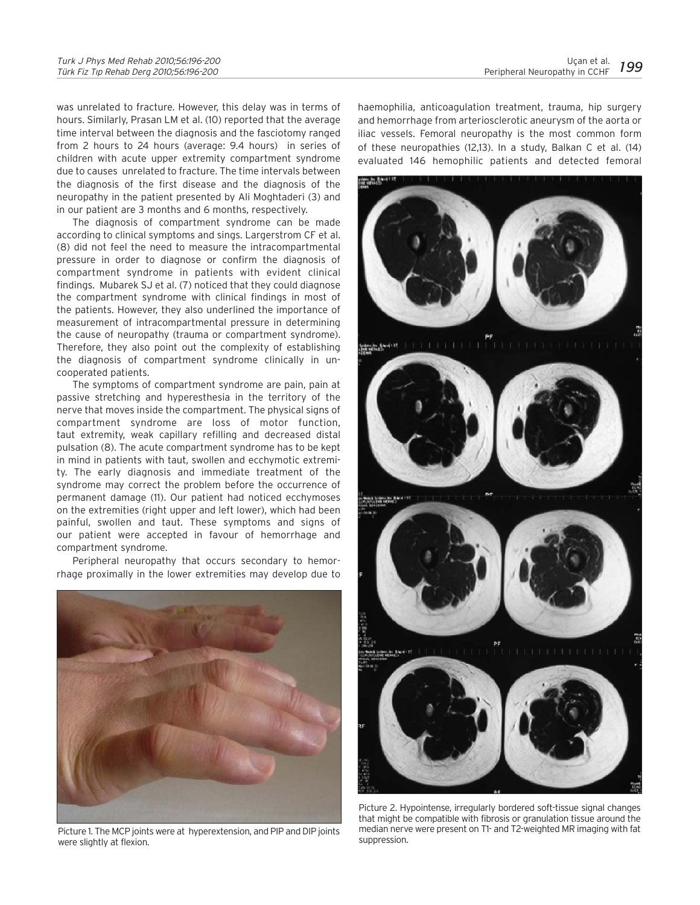was unrelated to fracture. However, this delay was in terms of hours. Similarly, Prasan LM et al. (10) reported that the average time interval between the diagnosis and the fasciotomy ranged from 2 hours to 24 hours (average: 9.4 hours) in series of children with acute upper extremity compartment syndrome due to causes unrelated to fracture. The time intervals between the diagnosis of the first disease and the diagnosis of the neuropathy in the patient presented by Ali Moghtaderi (3) and in our patient are 3 months and 6 months, respectively.

The diagnosis of compartment syndrome can be made according to clinical symptoms and sings. Largerstrom CF et al. (8) did not feel the need to measure the intracompartmental pressure in order to diagnose or confirm the diagnosis of compartment syndrome in patients with evident clinical findings. Mubarek SJ et al. (7) noticed that they could diagnose the compartment syndrome with clinical findings in most of the patients. However, they also underlined the importance of measurement of intracompartmental pressure in determining the cause of neuropathy (trauma or compartment syndrome). Therefore, they also point out the complexity of establishing the diagnosis of compartment syndrome clinically in uncooperated patients.

The symptoms of compartment syndrome are pain, pain at passive stretching and hyperesthesia in the territory of the nerve that moves inside the compartment. The physical signs of compartment syndrome are loss of motor function, taut extremity, weak capillary refilling and decreased distal pulsation (8). The acute compartment syndrome has to be kept in mind in patients with taut, swollen and ecchymotic extremity. The early diagnosis and immediate treatment of the syndrome may correct the problem before the occurrence of permanent damage (11). Our patient had noticed ecchymoses on the extremities (right upper and left lower), which had been painful, swollen and taut. These symptoms and signs of our patient were accepted in favour of hemorrhage and compartment syndrome.

Peripheral neuropathy that occurs secondary to hemorrhage proximally in the lower extremities may develop due to haemophilia, anticoagulation treatment, trauma, hip surgery and hemorrhage from arteriosclerotic aneurysm of the aorta or iliac vessels. Femoral neuropathy is the most common form of these neuropathies (12,13). In a study, Balkan C et al. (14) evaluated 146 hemophilic patients and detected femoral

Picture 1. The MCP joints were at hyperextension, and PIP and DIP joints were slightly at flexion.

Picture 2. Hypointense, irregularly bordered soft-tissue signal changes that might be compatible with fibrosis or granulation tissue around the median nerve were present on T1- and T2-weighted MR imaging with fat suppression.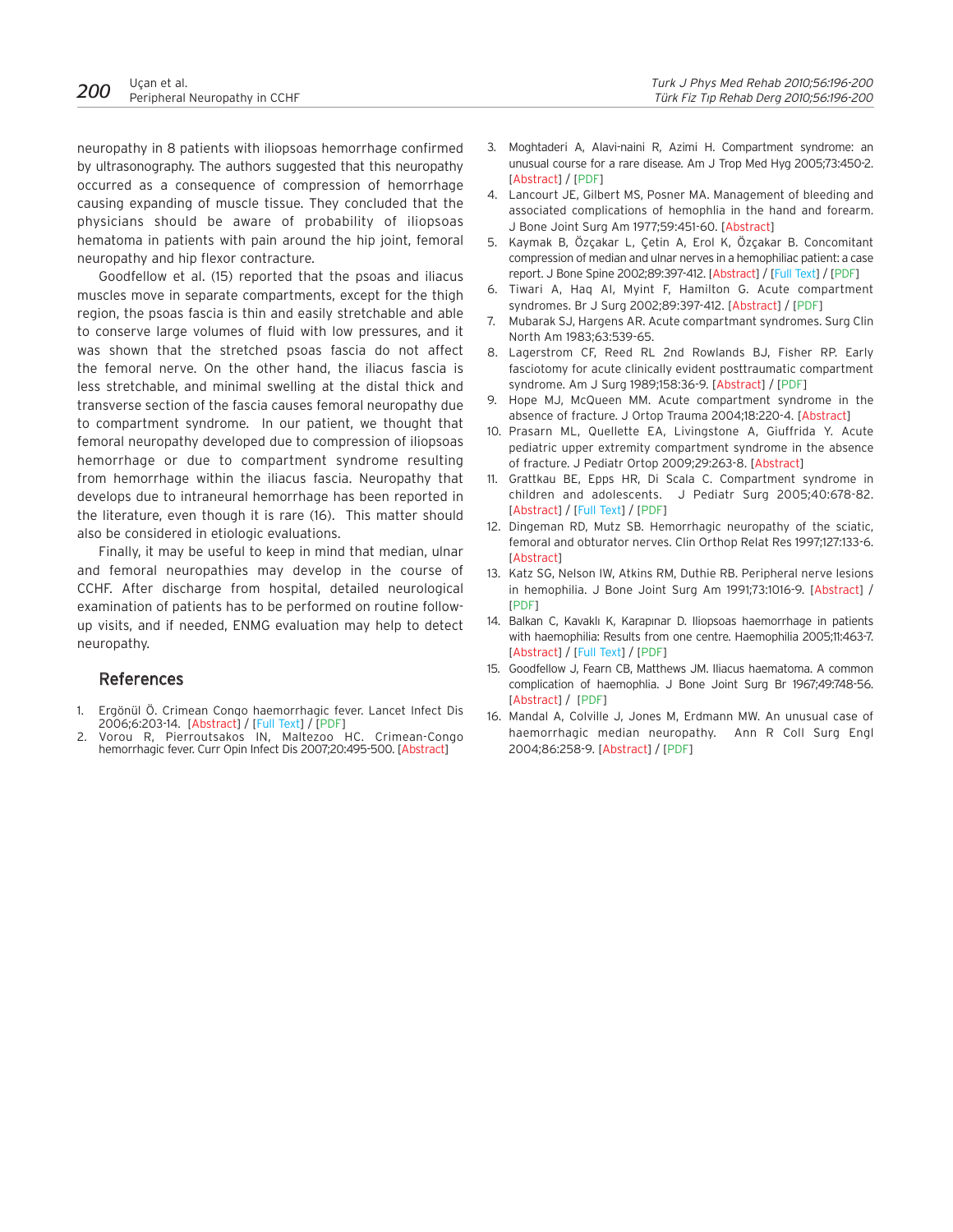neuropathy in 8 patients with iliopsoas hemorrhage confirmed by ultrasonography. The authors suggested that this neuropathy occurred as a consequence of compression of hemorrhage causing expanding of muscle tissue. They concluded that the physicians should be aware of probability of iliopsoas hematoma in patients with pain around the hip joint, femoral neuropathy and hip flexor contracture.

Goodfellow et al. (15) reported that the psoas and iliacus muscles move in separate compartments, except for the thigh region, the psoas fascia is thin and easily stretchable and able to conserve large volumes of fluid with low pressures, and it was shown that the stretched psoas fascia do not affect the femoral nerve. On the other hand, the iliacus fascia is less stretchable, and minimal swelling at the distal thick and transverse section of the fascia causes femoral neuropathy due to compartment syndrome. In our patient, we thought that femoral neuropathy developed due to compression of iliopsoas hemorrhage or due to compartment syndrome resulting from hemorrhage within the iliacus fascia. Neuropathy that develops due to intraneural hemorrhage has been reported in the literature, even though it is rare (16). This matter should also be considered in etiologic evaluations.

Finally, it may be useful to keep in mind that median, ulnar and femoral neuropathies may develop in the course of CCHF. After discharge from hospital, detailed neurological examination of patients has to be performed on routine follow-up visits, and if needed, ENMG evaluation may help to detect neuropathy.

## References

1. Ergönül Ö. Crimean Congo haemorrhagic fever. Lancet Infect Dis 2006;6:203-14. [Abstract] / [Full Text] / [PDF]
2. Vorou R, Pierroutsakos IN, Maltezoo HC. Crimean-Congo hemorrhagic fever. Curr Opin Infect Dis 2007;20:495-500. [Abstract]
3. Moghtaderi A, Alavi-naini R, Azimi H. Compartment syndrome: an unusual course for a rare disease. Am J Trop Med Hyg 2005;73:450-2. [Abstract] / [PDF]
4. Lancourt JE, Gilbert MS, Posner MA. Management of bleeding and associated complications of hemophlia in the hand and forearm. J Bone Joint Surg Am 1977;59:451-60. [Abstract]
5. Kaymak B, Özçakar L, Çetin A, Erol K, Özçakar B. Concomitant compression of median and ulnar nerves in a hemophiliac patient: a case report. J Bone Spine 2002;89:397-412. [Abstract] / [Full Text] / [PDF]
6. Tiwari A, Haq AI, Myint F, Hamilton G. Acute compartment syndromes. Br J Surg 2002;89:397-412. [Abstract] / [PDF]
7. Mubarak SJ, Hargens AR. Acute compartmant syndromes. Surg Clin North Am 1983;63:539-65.
8. Lagerstrom CF, Reed RL 2nd Rowlands BJ, Fisher RP. Early fasciotomy for acute clinically evident posttraumatic compartment syndrome. Am J Surg 1989;158:36-9. [Abstract] / [PDF]
9. Hope MJ, McQueen MM. Acute compartment syndrome in the absence of fracture. J Ortop Trauma 2004;18:220-4. [Abstract]
10. Prasarn ML, Quellette EA, Livingstone A, Giuffrida Y. Acute pediatric upper extremity compartment syndrome in the absence of fracture. J Pediatr Ortop 2009;29:263-8. [Abstract]
11. Grattkau BE, Epps HR, Di Scala C. Compartment syndrome in children and adolescents. J Pediatr Surg 2005;40:678-82. [Abstract] / [Full Text] / [PDF]
12. Dingeman RD, Mutz SB. Hemorrhagic neuropathy of the sciatic, femoral and obturator nerves. Clin Orthop Relat Res 1997;127:133-6. [Abstract]
13. Katz SG, Nelson IW, Atkins RM, Duthie RB. Peripheral nerve lesions in hemophilia. J Bone Joint Surg Am 1991;73:1016-9. [Abstract] / [PDF]
14. Balkan C, Kavaklı K, Karapınar D. Iliopsoas haemorrhage in patients with haemophilia: Results from one centre. Haemophilia 2005;11:463-7. [Abstract] / [Full Text] / [PDF]
15. Goodfellow J, Fearn CB, Matthews JM. Iliacus haematoma. A common complication of haemophlia. J Bone Joint Surg Br 1967;49:748-56. [Abstract] / [PDF]
16. Mandal A, Colville J, Jones M, Erdmann MW. An unusual case of haemorrhagic median neuropathy. Ann R Coll Surg Engl 2004;86:258-9. [Abstract] / [PDF]